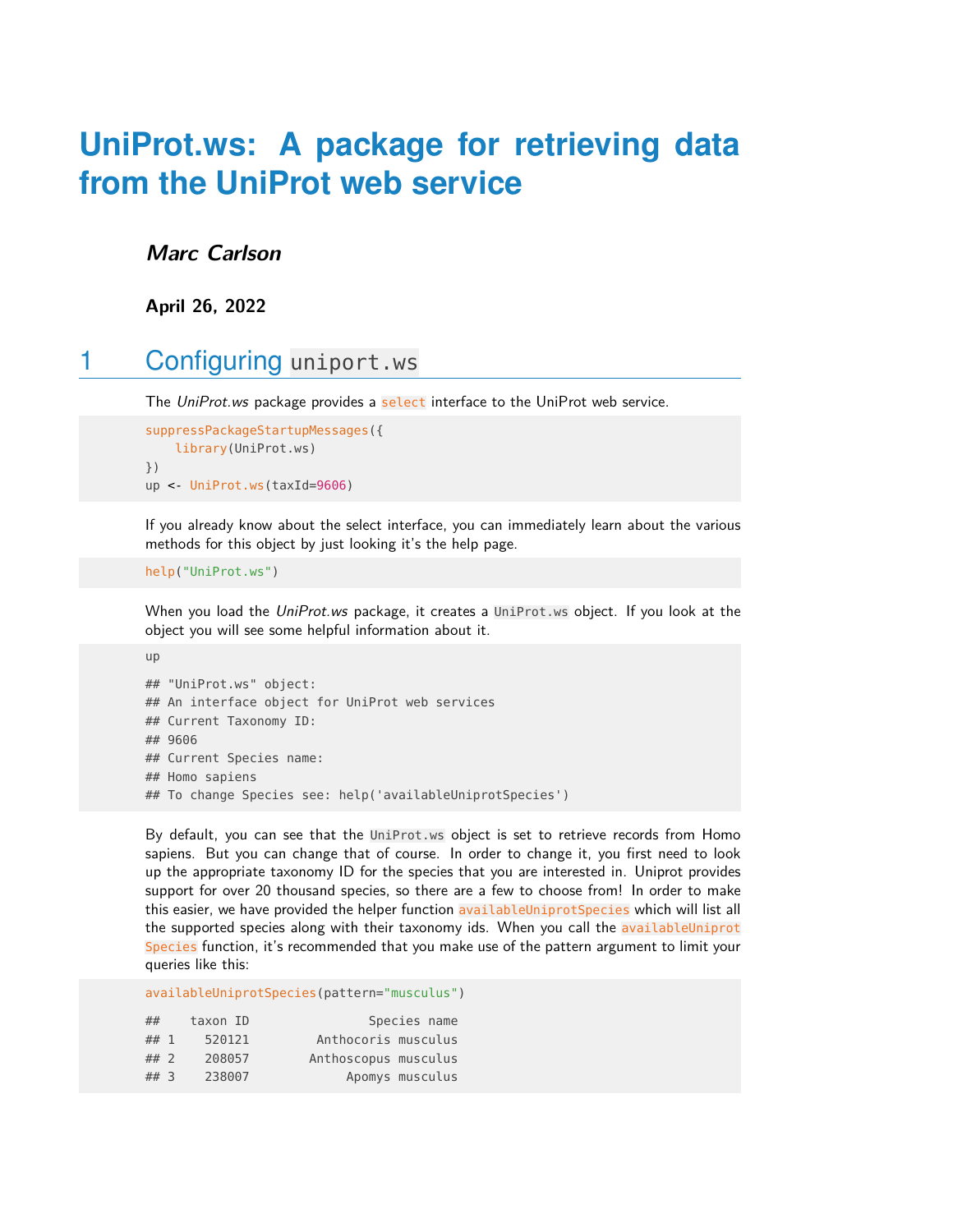# UniProt.ws: A package for retrieving data from the UniProt web service

***Marc Carlson***

**April 26, 2022**

## 1 Configuring `uniport.ws`

The *UniProt.ws* package provides a `select` interface to the UniProt web service.

```
suppressPackageStartupMessages({
    library(UniProt.ws)
})
up <- UniProt.ws(taxId=9606)
```

If you already know about the select interface, you can immediately learn about the various methods for this object by just looking it's the help page.

```
help("UniProt.ws")
```

When you load the *UniProt.ws* package, it creates a `UniProt.ws` object. If you look at the object you will see some helpful information about it.

```
up

## "UniProt.ws" object:
## An interface object for UniProt web services
## Current Taxonomy ID:
## 9606
## Current Species name:
## Homo sapiens
## To change Species see: help('availableUniprotSpecies')
```

By default, you can see that the `UniProt.ws` object is set to retrieve records from Homo sapiens. But you can change that of course. In order to change it, you first need to look up the appropriate taxonomy ID for the species that you are interested in. Uniprot provides support for over 20 thousand species, so there are a few to choose from! In order to make this easier, we have provided the helper function `availableUniprotSpecies` which will list all the supported species along with their taxonomy ids. When you call the `availableUniprotSpecies` function, it's recommended that you make use of the pattern argument to limit your queries like this:

```
availableUniprotSpecies(pattern="musculus")

##    taxon ID             Species name
## 1    520121        Anthocoris musculus
## 2    208057       Anthoscopus musculus
## 3    238007            Apomys musculus
```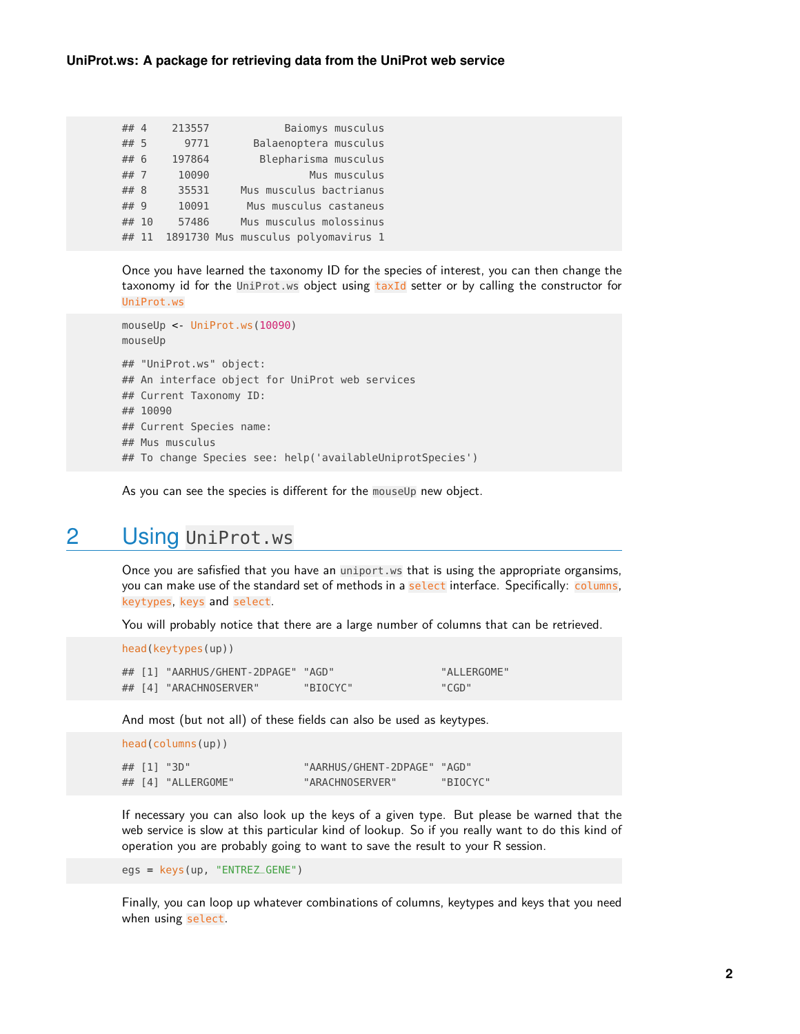```
## 4    213557            Baiomys musculus
## 5      9771       Balaenoptera musculus
## 6    197864        Blepharisma musculus
## 7     10090                Mus musculus
## 8     35531     Mus musculus bactrianus
## 9     10091      Mus musculus castaneus
## 10    57486     Mus musculus molossinus
## 11  1891730 Mus musculus polyomavirus 1
```

Once you have learned the taxonomy ID for the species of interest, you can then change the taxonomy id for the `UniProt.ws` object using `taxId` setter or by calling the constructor for `UniProt.ws`

```
mouseUp <- UniProt.ws(10090)
mouseUp

## "UniProt.ws" object:
## An interface object for UniProt web services
## Current Taxonomy ID:
## 10090
## Current Species name:
## Mus musculus
## To change Species see: help('availableUniprotSpecies')
```

As you can see the species is different for the `mouseUp` new object.

## 2 Using `UniProt.ws`

Once you are safisfied that you have an `uniport.ws` that is using the appropriate organsims, you can make use of the standard set of methods in a `select` interface. Specifically: `columns`, `keytypes`, `keys` and `select`.

You will probably notice that there are a large number of columns that can be retrieved.

```
head(keytypes(up))

## [1] "AARHUS/GHENT-2DPAGE" "AGD"                 "ALLERGOME"
## [4] "ARACHNOSERVER"       "BIOCYC"              "CGD"
```

And most (but not all) of these fields can also be used as keytypes.

```
head(columns(up))

## [1] "3D"                  "AARHUS/GHENT-2DPAGE" "AGD"
## [4] "ALLERGOME"           "ARACHNOSERVER"       "BIOCYC"
```

If necessary you can also look up the keys of a given type. But please be warned that the web service is slow at this particular kind of lookup. So if you really want to do this kind of operation you are probably going to want to save the result to your R session.

```
egs = keys(up, "ENTREZ_GENE")
```

Finally, you can loop up whatever combinations of columns, keytypes and keys that you need when using `select`.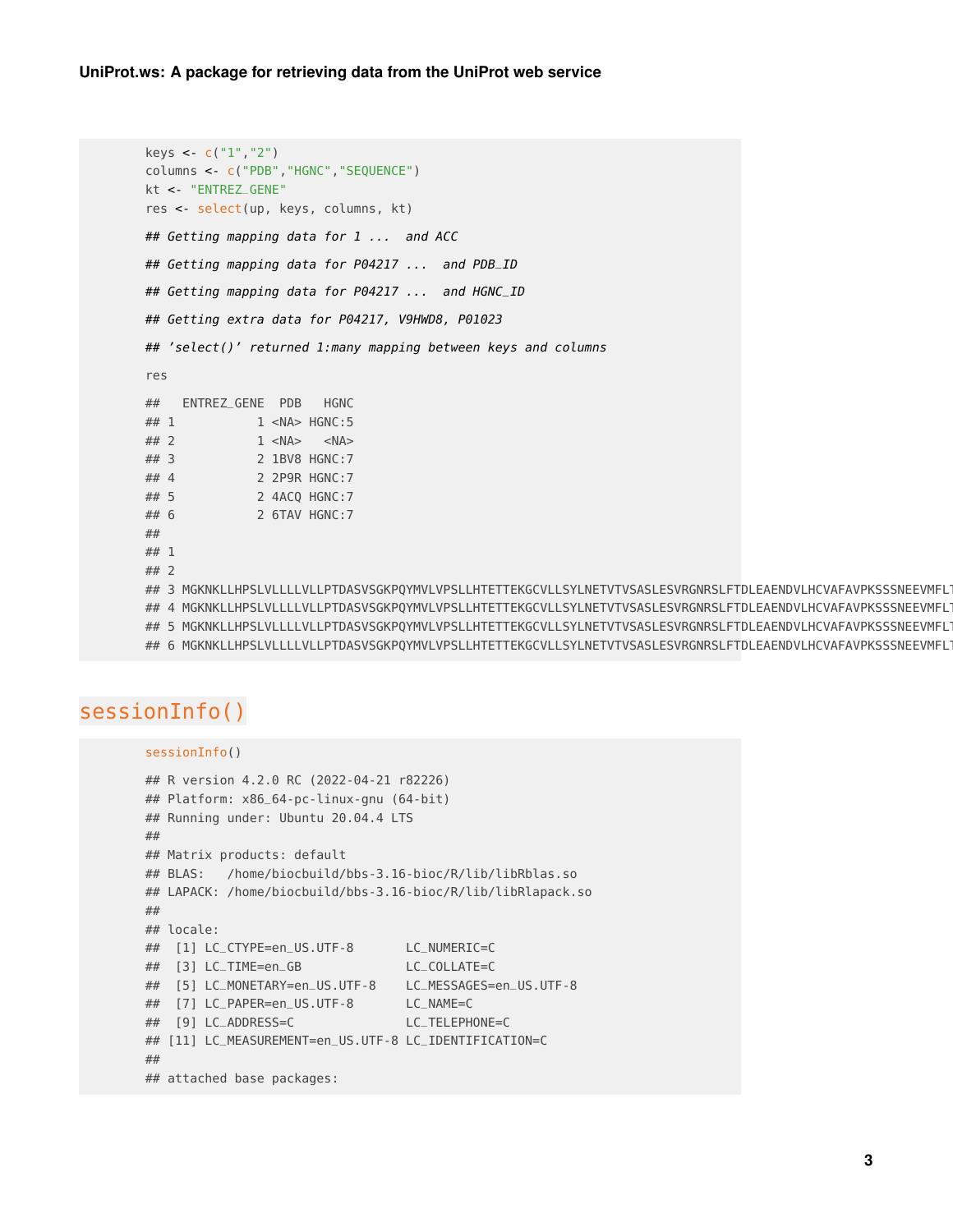```r
keys <- c("1","2")
columns <- c("PDB","HGNC","SEQUENCE")
kt <- "ENTREZ_GENE"
res <- select(up, keys, columns, kt)
```

```
## Getting mapping data for 1 ...  and ACC

## Getting mapping data for P04217 ...  and PDB_ID

## Getting mapping data for P04217 ...  and HGNC_ID

## Getting extra data for P04217, V9HWD8, P01023

## 'select()' returned 1:many mapping between keys and columns
```

```r
res
```

```
##   ENTREZ_GENE  PDB   HGNC
## 1           1 <NA> HGNC:5
## 2           1 <NA>   <NA>
## 3           2 1BV8 HGNC:7
## 4           2 2P9R HGNC:7
## 5           2 4ACQ HGNC:7
## 6           2 6TAV HGNC:7
##
## 1
## 2
## 3 MGKNKLLHPSLVLLLLVLLPTDASVSGKPQYMVLVPSLLHTETTEKGCVLLSYLNETVTVSASLESVRGNRSLFTDLEAENDVLHCVAFAVPKSSSNEEVMFLT
## 4 MGKNKLLHPSLVLLLLVLLPTDASVSGKPQYMVLVPSLLHTETTEKGCVLLSYLNETVTVSASLESVRGNRSLFTDLEAENDVLHCVAFAVPKSSSNEEVMFLT
## 5 MGKNKLLHPSLVLLLLVLLPTDASVSGKPQYMVLVPSLLHTETTEKGCVLLSYLNETVTVSASLESVRGNRSLFTDLEAENDVLHCVAFAVPKSSSNEEVMFLT
## 6 MGKNKLLHPSLVLLLLVLLPTDASVSGKPQYMVLVPSLLHTETTEKGCVLLSYLNETVTVSASLESVRGNRSLFTDLEAENDVLHCVAFAVPKSSSNEEVMFLT
```

# sessionInfo()

```r
sessionInfo()
```

```
## R version 4.2.0 RC (2022-04-21 r82226)
## Platform: x86_64-pc-linux-gnu (64-bit)
## Running under: Ubuntu 20.04.4 LTS
##
## Matrix products: default
## BLAS:   /home/biocbuild/bbs-3.16-bioc/R/lib/libRblas.so
## LAPACK: /home/biocbuild/bbs-3.16-bioc/R/lib/libRlapack.so
##
## locale:
##  [1] LC_CTYPE=en_US.UTF-8       LC_NUMERIC=C
##  [3] LC_TIME=en_GB              LC_COLLATE=C
##  [5] LC_MONETARY=en_US.UTF-8    LC_MESSAGES=en_US.UTF-8
##  [7] LC_PAPER=en_US.UTF-8       LC_NAME=C
##  [9] LC_ADDRESS=C               LC_TELEPHONE=C
## [11] LC_MEASUREMENT=en_US.UTF-8 LC_IDENTIFICATION=C
##
## attached base packages:
```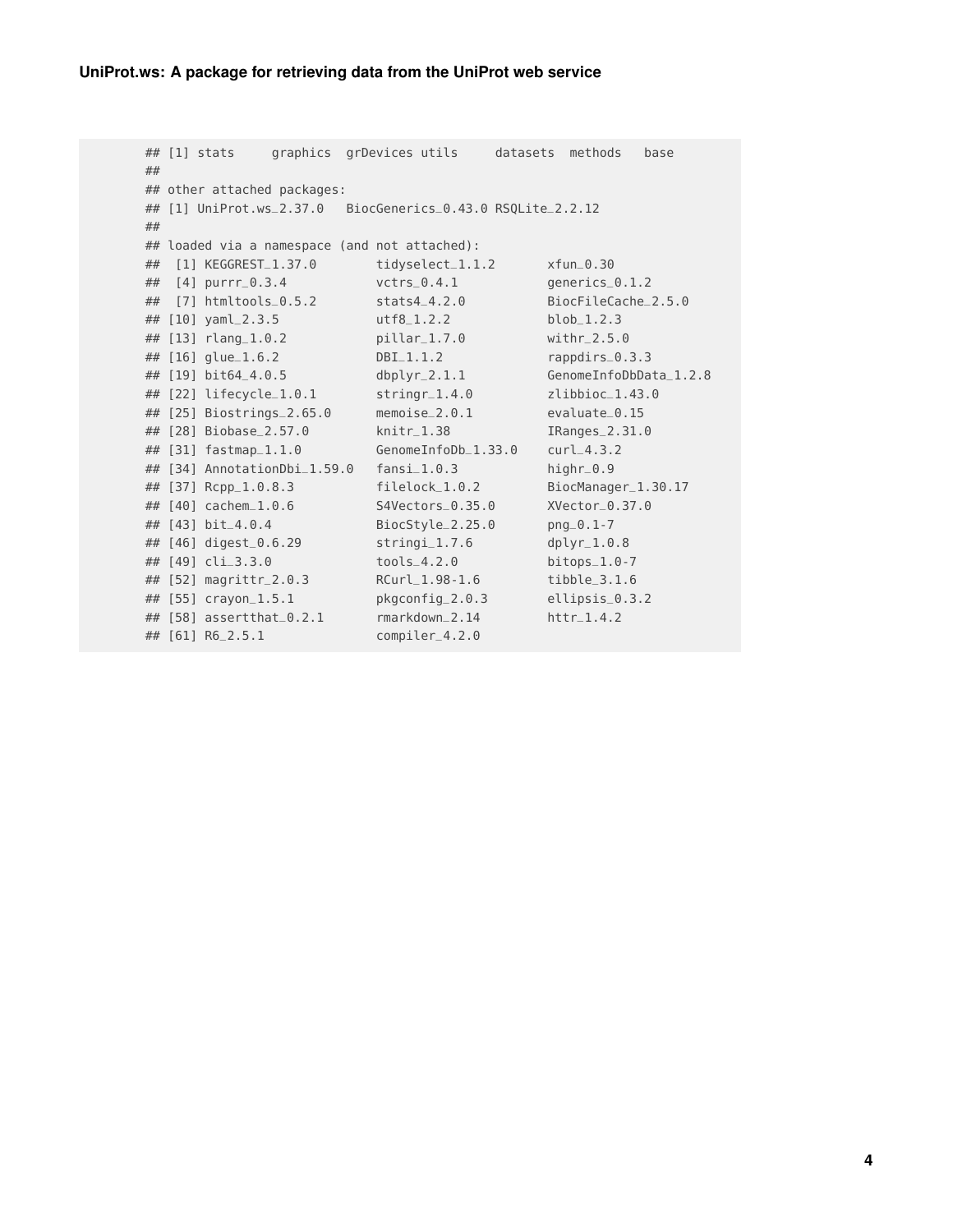```
## [1] stats     graphics  grDevices utils     datasets  methods   base
##
## other attached packages:
## [1] UniProt.ws_2.37.0   BiocGenerics_0.43.0 RSQLite_2.2.12
##
## loaded via a namespace (and not attached):
##  [1] KEGGREST_1.37.0        tidyselect_1.1.2       xfun_0.30
##  [4] purrr_0.3.4            vctrs_0.4.1            generics_0.1.2
##  [7] htmltools_0.5.2        stats4_4.2.0           BiocFileCache_2.5.0
## [10] yaml_2.3.5             utf8_1.2.2             blob_1.2.3
## [13] rlang_1.0.2            pillar_1.7.0           withr_2.5.0
## [16] glue_1.6.2             DBI_1.1.2              rappdirs_0.3.3
## [19] bit64_4.0.5            dbplyr_2.1.1           GenomeInfoDbData_1.2.8
## [22] lifecycle_1.0.1        stringr_1.4.0          zlibbioc_1.43.0
## [25] Biostrings_2.65.0      memoise_2.0.1          evaluate_0.15
## [28] Biobase_2.57.0         knitr_1.38             IRanges_2.31.0
## [31] fastmap_1.1.0          GenomeInfoDb_1.33.0    curl_4.3.2
## [34] AnnotationDbi_1.59.0   fansi_1.0.3            highr_0.9
## [37] Rcpp_1.0.8.3           filelock_1.0.2         BiocManager_1.30.17
## [40] cachem_1.0.6           S4Vectors_0.35.0       XVector_0.37.0
## [43] bit_4.0.4              BiocStyle_2.25.0       png_0.1-7
## [46] digest_0.6.29          stringi_1.7.6          dplyr_1.0.8
## [49] cli_3.3.0              tools_4.2.0            bitops_1.0-7
## [52] magrittr_2.0.3         RCurl_1.98-1.6         tibble_3.1.6
## [55] crayon_1.5.1           pkgconfig_2.0.3        ellipsis_0.3.2
## [58] assertthat_0.2.1       rmarkdown_2.14         httr_1.4.2
## [61] R6_2.5.1               compiler_4.2.0
```